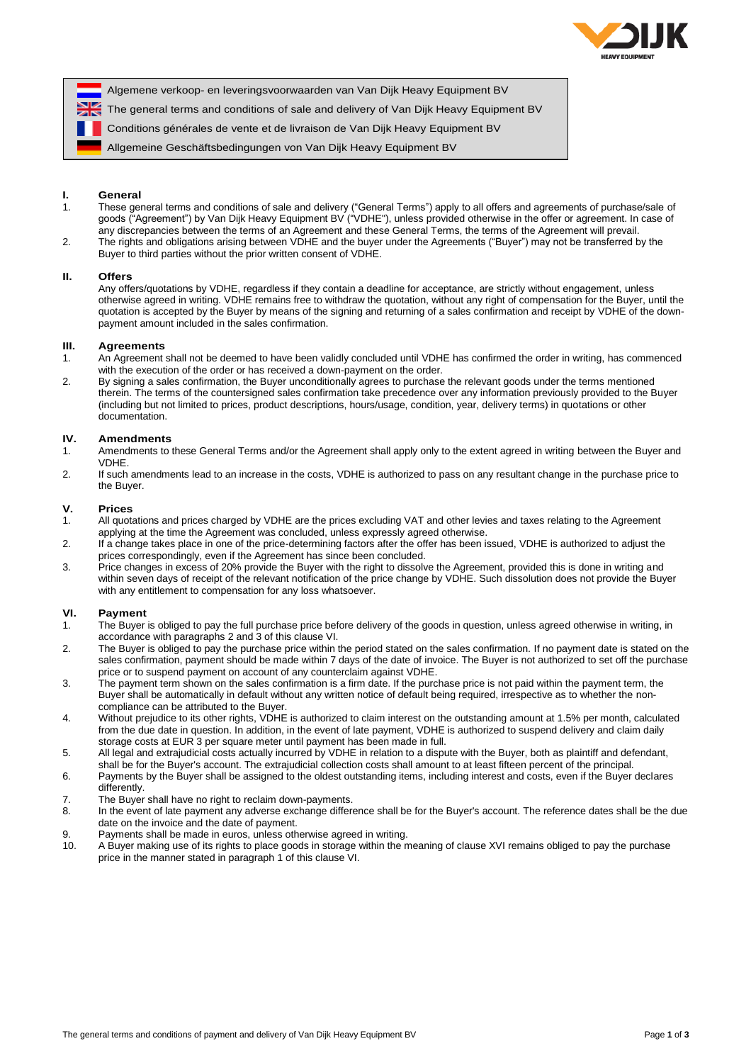Algemene verkoop- en leveringsvoorwaarden van Van Dijk Heavy Equipment BV

The general terms and conditions of sale and delivery of Van Dijk Heavy Equipment BV

Conditions générales de vente et de livraison de Van Dijk Heavy Equipment BV

Allgemeine Geschäftsbedingungen von Van Dijk Heavy Equipment BV

## I. General

1. These general terms and conditions of sale and delivery ("General Terms") apply to all offers and agreements of purchase/sale of goods ("Agreement") by Van Dijk Heavy Equipment BV ("VDHE"), unless provided otherwise in the offer or agreement. In case of any discrepancies between the terms of an Agreement and these General Terms, the terms of the Agreement will prevail.
2. The rights and obligations arising between VDHE and the buyer under the Agreements ("Buyer") may not be transferred by the Buyer to third parties without the prior written consent of VDHE.

## II. Offers

Any offers/quotations by VDHE, regardless if they contain a deadline for acceptance, are strictly without engagement, unless otherwise agreed in writing. VDHE remains free to withdraw the quotation, without any right of compensation for the Buyer, until the quotation is accepted by the Buyer by means of the signing and returning of a sales confirmation and receipt by VDHE of the down-payment amount included in the sales confirmation.

## III. Agreements

1. An Agreement shall not be deemed to have been validly concluded until VDHE has confirmed the order in writing, has commenced with the execution of the order or has received a down-payment on the order.
2. By signing a sales confirmation, the Buyer unconditionally agrees to purchase the relevant goods under the terms mentioned therein. The terms of the countersigned sales confirmation take precedence over any information previously provided to the Buyer (including but not limited to prices, product descriptions, hours/usage, condition, year, delivery terms) in quotations or other documentation.

## IV. Amendments

1. Amendments to these General Terms and/or the Agreement shall apply only to the extent agreed in writing between the Buyer and VDHE.
2. If such amendments lead to an increase in the costs, VDHE is authorized to pass on any resultant change in the purchase price to the Buyer.

## V. Prices

1. All quotations and prices charged by VDHE are the prices excluding VAT and other levies and taxes relating to the Agreement applying at the time the Agreement was concluded, unless expressly agreed otherwise.
2. If a change takes place in one of the price-determining factors after the offer has been issued, VDHE is authorized to adjust the prices correspondingly, even if the Agreement has since been concluded.
3. Price changes in excess of 20% provide the Buyer with the right to dissolve the Agreement, provided this is done in writing and within seven days of receipt of the relevant notification of the price change by VDHE. Such dissolution does not provide the Buyer with any entitlement to compensation for any loss whatsoever.

## VI. Payment

1. The Buyer is obliged to pay the full purchase price before delivery of the goods in question, unless agreed otherwise in writing, in accordance with paragraphs 2 and 3 of this clause VI.
2. The Buyer is obliged to pay the purchase price within the period stated on the sales confirmation. If no payment date is stated on the sales confirmation, payment should be made within 7 days of the date of invoice. The Buyer is not authorized to set off the purchase price or to suspend payment on account of any counterclaim against VDHE.
3. The payment term shown on the sales confirmation is a firm date. If the purchase price is not paid within the payment term, the Buyer shall be automatically in default without any written notice of default being required, irrespective as to whether the non-compliance can be attributed to the Buyer.
4. Without prejudice to its other rights, VDHE is authorized to claim interest on the outstanding amount at 1.5% per month, calculated from the due date in question. In addition, in the event of late payment, VDHE is authorized to suspend delivery and claim daily storage costs at EUR 3 per square meter until payment has been made in full.
5. All legal and extrajudicial costs actually incurred by VDHE in relation to a dispute with the Buyer, both as plaintiff and defendant, shall be for the Buyer's account. The extrajudicial collection costs shall amount to at least fifteen percent of the principal.
6. Payments by the Buyer shall be assigned to the oldest outstanding items, including interest and costs, even if the Buyer declares differently.
7. The Buyer shall have no right to reclaim down-payments.
8. In the event of late payment any adverse exchange difference shall be for the Buyer's account. The reference dates shall be the due date on the invoice and the date of payment.
9. Payments shall be made in euros, unless otherwise agreed in writing.
10. A Buyer making use of its rights to place goods in storage within the meaning of clause XVI remains obliged to pay the purchase price in the manner stated in paragraph 1 of this clause VI.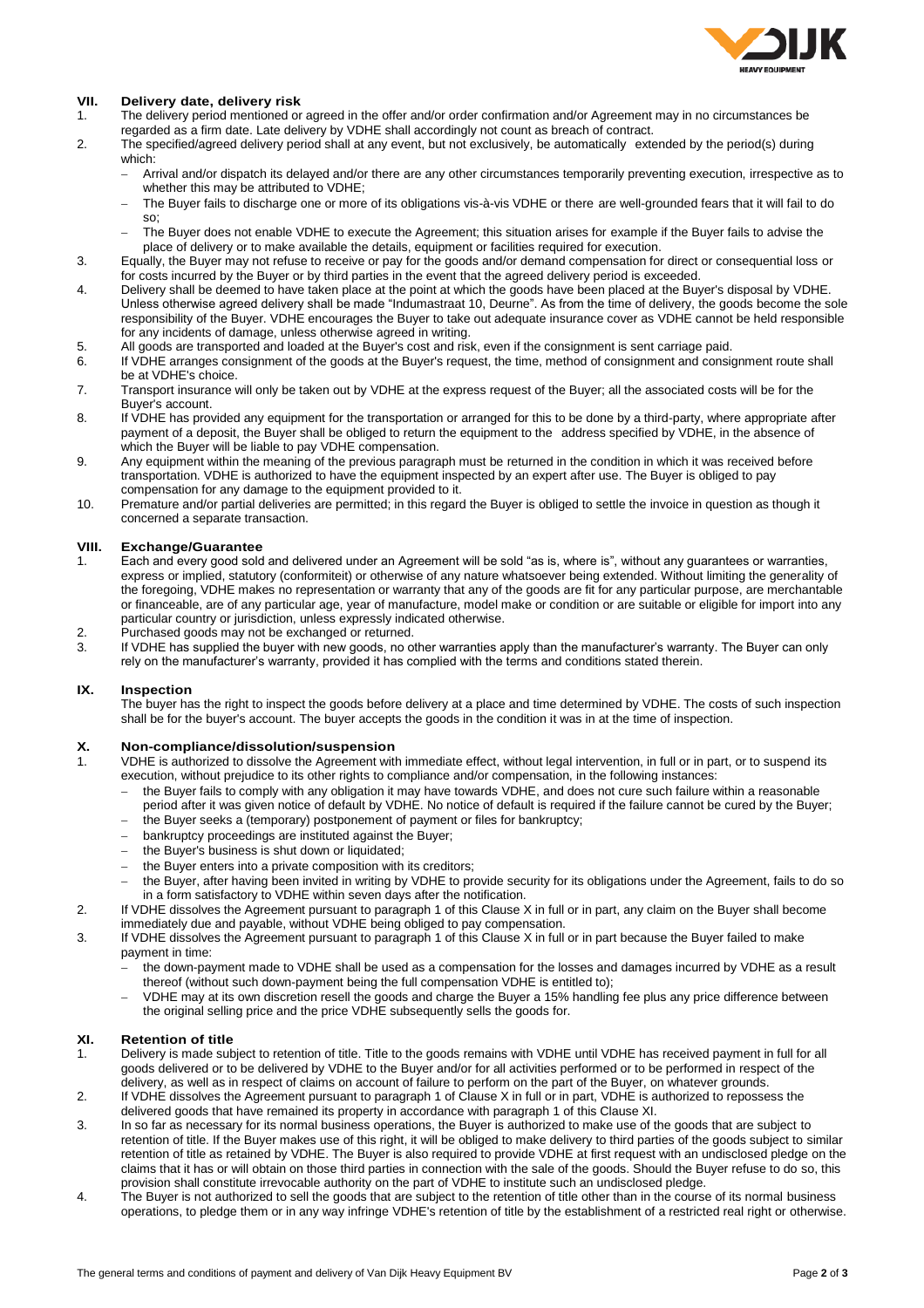## VII. Delivery date, delivery risk

1. The delivery period mentioned or agreed in the offer and/or order confirmation and/or Agreement may in no circumstances be regarded as a firm date. Late delivery by VDHE shall accordingly not count as breach of contract.
2. The specified/agreed delivery period shall at any event, but not exclusively, be automatically extended by the period(s) during which:
   - Arrival and/or dispatch its delayed and/or there are any other circumstances temporarily preventing execution, irrespective as to whether this may be attributed to VDHE;
   - The Buyer fails to discharge one or more of its obligations vis-à-vis VDHE or there are well-grounded fears that it will fail to do so;
   - The Buyer does not enable VDHE to execute the Agreement; this situation arises for example if the Buyer fails to advise the place of delivery or to make available the details, equipment or facilities required for execution.
3. Equally, the Buyer may not refuse to receive or pay for the goods and/or demand compensation for direct or consequential loss or for costs incurred by the Buyer or by third parties in the event that the agreed delivery period is exceeded.
4. Delivery shall be deemed to have taken place at the point at which the goods have been placed at the Buyer's disposal by VDHE. Unless otherwise agreed delivery shall be made "Indumastraat 10, Deurne". As from the time of delivery, the goods become the sole responsibility of the Buyer. VDHE encourages the Buyer to take out adequate insurance cover as VDHE cannot be held responsible for any incidents of damage, unless otherwise agreed in writing.
5. All goods are transported and loaded at the Buyer's cost and risk, even if the consignment is sent carriage paid.
6. If VDHE arranges consignment of the goods at the Buyer's request, the time, method of consignment and consignment route shall be at VDHE's choice.
7. Transport insurance will only be taken out by VDHE at the express request of the Buyer; all the associated costs will be for the Buyer's account.
8. If VDHE has provided any equipment for the transportation or arranged for this to be done by a third-party, where appropriate after payment of a deposit, the Buyer shall be obliged to return the equipment to the address specified by VDHE, in the absence of which the Buyer will be liable to pay VDHE compensation.
9. Any equipment within the meaning of the previous paragraph must be returned in the condition in which it was received before transportation. VDHE is authorized to have the equipment inspected by an expert after use. The Buyer is obliged to pay compensation for any damage to the equipment provided to it.
10. Premature and/or partial deliveries are permitted; in this regard the Buyer is obliged to settle the invoice in question as though it concerned a separate transaction.

## VIII. Exchange/Guarantee

1. Each and every good sold and delivered under an Agreement will be sold "as is, where is", without any guarantees or warranties, express or implied, statutory (conformiteit) or otherwise of any nature whatsoever being extended. Without limiting the generality of the foregoing, VDHE makes no representation or warranty that any of the goods are fit for any particular purpose, are merchantable or financeable, are of any particular age, year of manufacture, model make or condition or are suitable or eligible for import into any particular country or jurisdiction, unless expressly indicated otherwise.
2. Purchased goods may not be exchanged or returned.
3. If VDHE has supplied the buyer with new goods, no other warranties apply than the manufacturer's warranty. The Buyer can only rely on the manufacturer's warranty, provided it has complied with the terms and conditions stated therein.

## IX. Inspection

The buyer has the right to inspect the goods before delivery at a place and time determined by VDHE. The costs of such inspection shall be for the buyer's account. The buyer accepts the goods in the condition it was in at the time of inspection.

## X. Non-compliance/dissolution/suspension

1. VDHE is authorized to dissolve the Agreement with immediate effect, without legal intervention, in full or in part, or to suspend its execution, without prejudice to its other rights to compliance and/or compensation, in the following instances:
   - the Buyer fails to comply with any obligation it may have towards VDHE, and does not cure such failure within a reasonable period after it was given notice of default by VDHE. No notice of default is required if the failure cannot be cured by the Buyer;
   - the Buyer seeks a (temporary) postponement of payment or files for bankruptcy;
   - bankruptcy proceedings are instituted against the Buyer;
   - the Buyer's business is shut down or liquidated;
   - the Buyer enters into a private composition with its creditors;
   - the Buyer, after having been invited in writing by VDHE to provide security for its obligations under the Agreement, fails to do so in a form satisfactory to VDHE within seven days after the notification.
2. If VDHE dissolves the Agreement pursuant to paragraph 1 of this Clause X in full or in part, any claim on the Buyer shall become immediately due and payable, without VDHE being obliged to pay compensation.
3. If VDHE dissolves the Agreement pursuant to paragraph 1 of this Clause X in full or in part because the Buyer failed to make payment in time:
   - the down-payment made to VDHE shall be used as a compensation for the losses and damages incurred by VDHE as a result thereof (without such down-payment being the full compensation VDHE is entitled to);
   - VDHE may at its own discretion resell the goods and charge the Buyer a 15% handling fee plus any price difference between the original selling price and the price VDHE subsequently sells the goods for.

## XI. Retention of title

1. Delivery is made subject to retention of title. Title to the goods remains with VDHE until VDHE has received payment in full for all goods delivered or to be delivered by VDHE to the Buyer and/or for all activities performed or to be performed in respect of the delivery, as well as in respect of claims on account of failure to perform on the part of the Buyer, on whatever grounds.
2. If VDHE dissolves the Agreement pursuant to paragraph 1 of Clause X in full or in part, VDHE is authorized to repossess the delivered goods that have remained its property in accordance with paragraph 1 of this Clause XI.
3. In so far as necessary for its normal business operations, the Buyer is authorized to make use of the goods that are subject to retention of title. If the Buyer makes use of this right, it will be obliged to make delivery to third parties of the goods subject to similar retention of title as retained by VDHE. The Buyer is also required to provide VDHE at first request with an undisclosed pledge on the claims that it has or will obtain on those third parties in connection with the sale of the goods. Should the Buyer refuse to do so, this provision shall constitute irrevocable authority on the part of VDHE to institute such an undisclosed pledge.
4. The Buyer is not authorized to sell the goods that are subject to the retention of title other than in the course of its normal business operations, to pledge them or in any way infringe VDHE's retention of title by the establishment of a restricted real right or otherwise.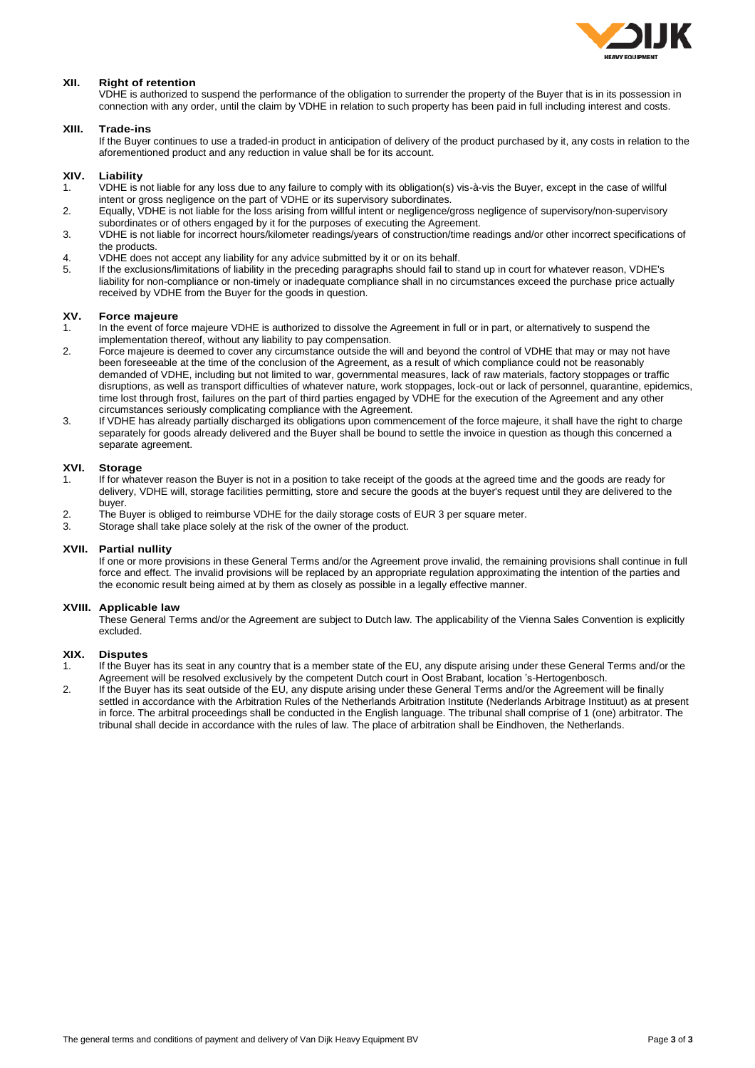## XII. Right of retention

VDHE is authorized to suspend the performance of the obligation to surrender the property of the Buyer that is in its possession in connection with any order, until the claim by VDHE in relation to such property has been paid in full including interest and costs.

## XIII. Trade-ins

If the Buyer continues to use a traded-in product in anticipation of delivery of the product purchased by it, any costs in relation to the aforementioned product and any reduction in value shall be for its account.

## XIV. Liability

1. VDHE is not liable for any loss due to any failure to comply with its obligation(s) vis-à-vis the Buyer, except in the case of willful intent or gross negligence on the part of VDHE or its supervisory subordinates.
2. Equally, VDHE is not liable for the loss arising from willful intent or negligence/gross negligence of supervisory/non-supervisory subordinates or of others engaged by it for the purposes of executing the Agreement.
3. VDHE is not liable for incorrect hours/kilometer readings/years of construction/time readings and/or other incorrect specifications of the products.
4. VDHE does not accept any liability for any advice submitted by it or on its behalf.
5. If the exclusions/limitations of liability in the preceding paragraphs should fail to stand up in court for whatever reason, VDHE's liability for non-compliance or non-timely or inadequate compliance shall in no circumstances exceed the purchase price actually received by VDHE from the Buyer for the goods in question.

## XV. Force majeure

1. In the event of force majeure VDHE is authorized to dissolve the Agreement in full or in part, or alternatively to suspend the implementation thereof, without any liability to pay compensation.
2. Force majeure is deemed to cover any circumstance outside the will and beyond the control of VDHE that may or may not have been foreseeable at the time of the conclusion of the Agreement, as a result of which compliance could not be reasonably demanded of VDHE, including but not limited to war, governmental measures, lack of raw materials, factory stoppages or traffic disruptions, as well as transport difficulties of whatever nature, work stoppages, lock-out or lack of personnel, quarantine, epidemics, time lost through frost, failures on the part of third parties engaged by VDHE for the execution of the Agreement and any other circumstances seriously complicating compliance with the Agreement.
3. If VDHE has already partially discharged its obligations upon commencement of the force majeure, it shall have the right to charge separately for goods already delivered and the Buyer shall be bound to settle the invoice in question as though this concerned a separate agreement.

## XVI. Storage

1. If for whatever reason the Buyer is not in a position to take receipt of the goods at the agreed time and the goods are ready for delivery, VDHE will, storage facilities permitting, store and secure the goods at the buyer's request until they are delivered to the buyer.
2. The Buyer is obliged to reimburse VDHE for the daily storage costs of EUR 3 per square meter.
3. Storage shall take place solely at the risk of the owner of the product.

## XVII. Partial nullity

If one or more provisions in these General Terms and/or the Agreement prove invalid, the remaining provisions shall continue in full force and effect. The invalid provisions will be replaced by an appropriate regulation approximating the intention of the parties and the economic result being aimed at by them as closely as possible in a legally effective manner.

## XVIII. Applicable law

These General Terms and/or the Agreement are subject to Dutch law. The applicability of the Vienna Sales Convention is explicitly excluded.

## XIX. Disputes

1. If the Buyer has its seat in any country that is a member state of the EU, any dispute arising under these General Terms and/or the Agreement will be resolved exclusively by the competent Dutch court in Oost Brabant, location 's-Hertogenbosch.
2. If the Buyer has its seat outside of the EU, any dispute arising under these General Terms and/or the Agreement will be finally settled in accordance with the Arbitration Rules of the Netherlands Arbitration Institute (Nederlands Arbitrage Instituut) as at present in force. The arbitral proceedings shall be conducted in the English language. The tribunal shall comprise of 1 (one) arbitrator. The tribunal shall decide in accordance with the rules of law. The place of arbitration shall be Eindhoven, the Netherlands.